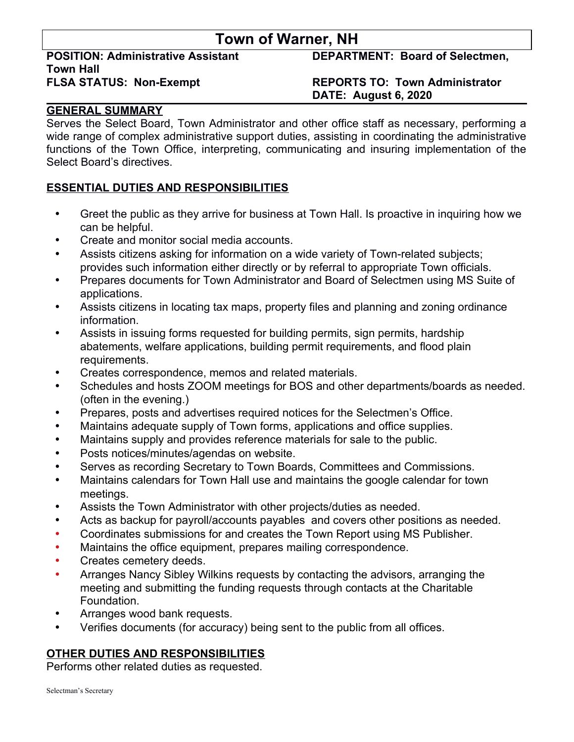# Town of Warner, NH

**POSITION: Administrative Assistant Town Hall**
**DEPARTMENT: Board of Selectmen,**
**FLSA STATUS: Non-Exempt**
**REPORTS TO: Town Administrator**
**DATE: August 6, 2020**

## GENERAL SUMMARY

Serves the Select Board, Town Administrator and other office staff as necessary, performing a wide range of complex administrative support duties, assisting in coordinating the administrative functions of the Town Office, interpreting, communicating and insuring implementation of the Select Board's directives.

## ESSENTIAL DUTIES AND RESPONSIBILITIES

- Greet the public as they arrive for business at Town Hall. Is proactive in inquiring how we can be helpful.
- Create and monitor social media accounts.
- Assists citizens asking for information on a wide variety of Town-related subjects; provides such information either directly or by referral to appropriate Town officials.
- Prepares documents for Town Administrator and Board of Selectmen using MS Suite of applications.
- Assists citizens in locating tax maps, property files and planning and zoning ordinance information.
- Assists in issuing forms requested for building permits, sign permits, hardship abatements, welfare applications, building permit requirements, and flood plain requirements.
- Creates correspondence, memos and related materials.
- Schedules and hosts ZOOM meetings for BOS and other departments/boards as needed. (often in the evening.)
- Prepares, posts and advertises required notices for the Selectmen's Office.
- Maintains adequate supply of Town forms, applications and office supplies.
- Maintains supply and provides reference materials for sale to the public.
- Posts notices/minutes/agendas on website.
- Serves as recording Secretary to Town Boards, Committees and Commissions.
- Maintains calendars for Town Hall use and maintains the google calendar for town meetings.
- Assists the Town Administrator with other projects/duties as needed.
- Acts as backup for payroll/accounts payables and covers other positions as needed.
- Coordinates submissions for and creates the Town Report using MS Publisher.
- Maintains the office equipment, prepares mailing correspondence.
- Creates cemetery deeds.
- Arranges Nancy Sibley Wilkins requests by contacting the advisors, arranging the meeting and submitting the funding requests through contacts at the Charitable Foundation.
- Arranges wood bank requests.
- Verifies documents (for accuracy) being sent to the public from all offices.

## OTHER DUTIES AND RESPONSIBILITIES

Performs other related duties as requested.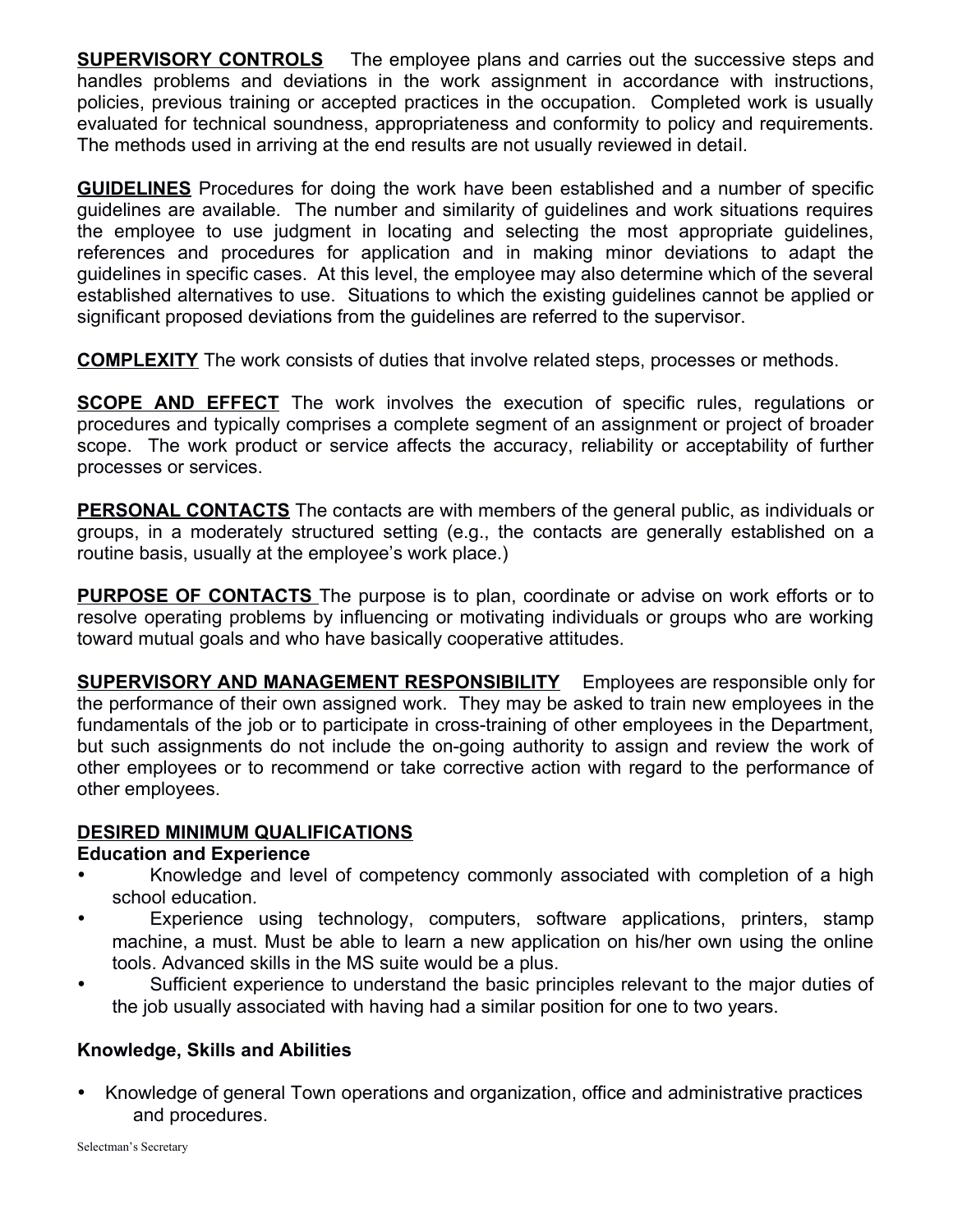**SUPERVISORY CONTROLS** The employee plans and carries out the successive steps and handles problems and deviations in the work assignment in accordance with instructions, policies, previous training or accepted practices in the occupation. Completed work is usually evaluated for technical soundness, appropriateness and conformity to policy and requirements. The methods used in arriving at the end results are not usually reviewed in detail.

**GUIDELINES** Procedures for doing the work have been established and a number of specific guidelines are available. The number and similarity of guidelines and work situations requires the employee to use judgment in locating and selecting the most appropriate guidelines, references and procedures for application and in making minor deviations to adapt the guidelines in specific cases. At this level, the employee may also determine which of the several established alternatives to use. Situations to which the existing guidelines cannot be applied or significant proposed deviations from the guidelines are referred to the supervisor.

**COMPLEXITY** The work consists of duties that involve related steps, processes or methods.

**SCOPE AND EFFECT** The work involves the execution of specific rules, regulations or procedures and typically comprises a complete segment of an assignment or project of broader scope. The work product or service affects the accuracy, reliability or acceptability of further processes or services.

**PERSONAL CONTACTS** The contacts are with members of the general public, as individuals or groups, in a moderately structured setting (e.g., the contacts are generally established on a routine basis, usually at the employee's work place.)

**PURPOSE OF CONTACTS** The purpose is to plan, coordinate or advise on work efforts or to resolve operating problems by influencing or motivating individuals or groups who are working toward mutual goals and who have basically cooperative attitudes.

**SUPERVISORY AND MANAGEMENT RESPONSIBILITY** Employees are responsible only for the performance of their own assigned work. They may be asked to train new employees in the fundamentals of the job or to participate in cross-training of other employees in the Department, but such assignments do not include the on-going authority to assign and review the work of other employees or to recommend or take corrective action with regard to the performance of other employees.

## DESIRED MINIMUM QUALIFICATIONS

### Education and Experience

- Knowledge and level of competency commonly associated with completion of a high school education.
- Experience using technology, computers, software applications, printers, stamp machine, a must. Must be able to learn a new application on his/her own using the online tools. Advanced skills in the MS suite would be a plus.
- Sufficient experience to understand the basic principles relevant to the major duties of the job usually associated with having had a similar position for one to two years.

### Knowledge, Skills and Abilities

- Knowledge of general Town operations and organization, office and administrative practices and procedures.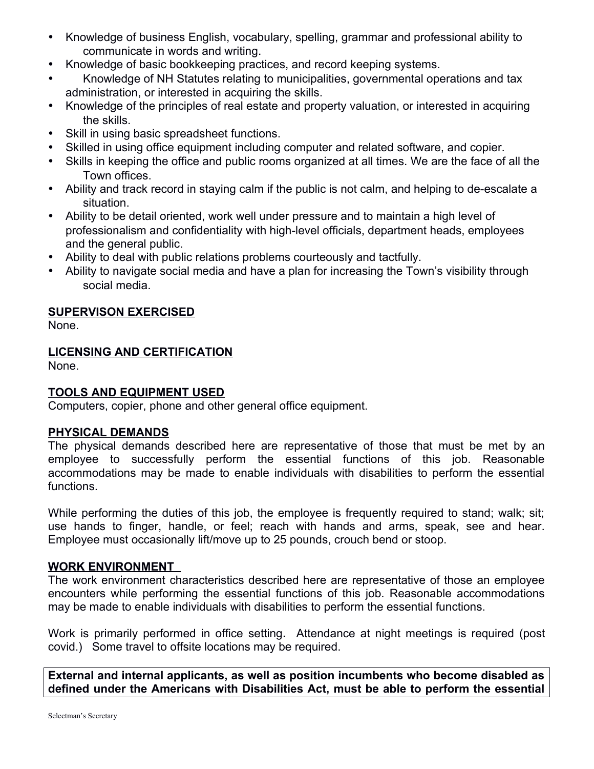- Knowledge of business English, vocabulary, spelling, grammar and professional ability to communicate in words and writing.
- Knowledge of basic bookkeeping practices, and record keeping systems.
- Knowledge of NH Statutes relating to municipalities, governmental operations and tax administration, or interested in acquiring the skills.
- Knowledge of the principles of real estate and property valuation, or interested in acquiring the skills.
- Skill in using basic spreadsheet functions.
- Skilled in using office equipment including computer and related software, and copier.
- Skills in keeping the office and public rooms organized at all times. We are the face of all the Town offices.
- Ability and track record in staying calm if the public is not calm, and helping to de-escalate a situation.
- Ability to be detail oriented, work well under pressure and to maintain a high level of professionalism and confidentiality with high-level officials, department heads, employees and the general public.
- Ability to deal with public relations problems courteously and tactfully.
- Ability to navigate social media and have a plan for increasing the Town's visibility through social media.

**SUPERVISON EXERCISED**

None.

**LICENSING AND CERTIFICATION**

None.

**TOOLS AND EQUIPMENT USED**

Computers, copier, phone and other general office equipment.

**PHYSICAL DEMANDS**

The physical demands described here are representative of those that must be met by an employee to successfully perform the essential functions of this job. Reasonable accommodations may be made to enable individuals with disabilities to perform the essential functions.

While performing the duties of this job, the employee is frequently required to stand; walk; sit; use hands to finger, handle, or feel; reach with hands and arms, speak, see and hear. Employee must occasionally lift/move up to 25 pounds, crouch bend or stoop.

**WORK ENVIRONMENT**

The work environment characteristics described here are representative of those an employee encounters while performing the essential functions of this job. Reasonable accommodations may be made to enable individuals with disabilities to perform the essential functions.

Work is primarily performed in office setting**.** Attendance at night meetings is required (post covid.) Some travel to offsite locations may be required.

**External and internal applicants, as well as position incumbents who become disabled as defined under the Americans with Disabilities Act, must be able to perform the essential**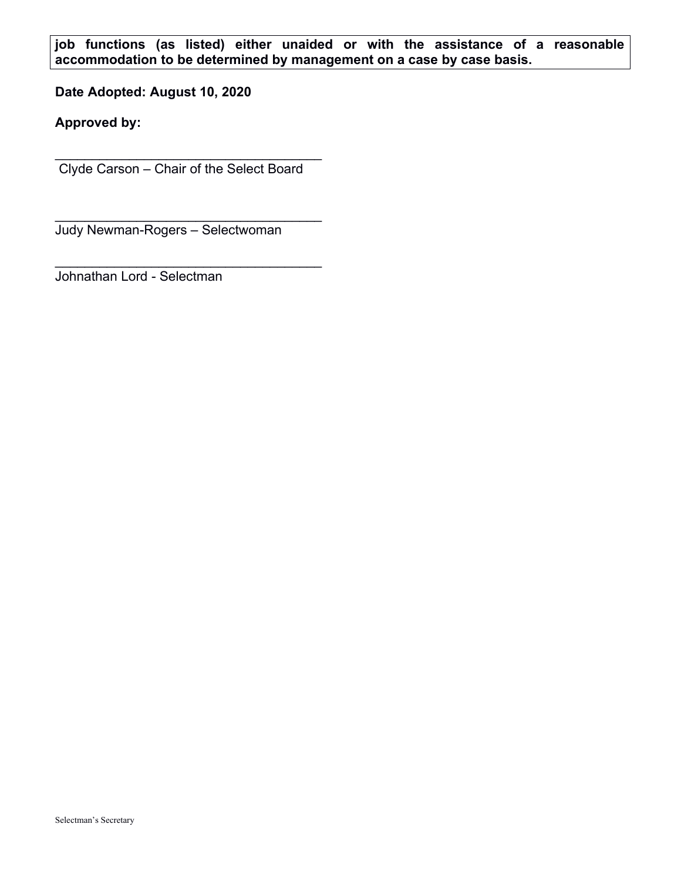**job functions (as listed) either unaided or with the assistance of a reasonable accommodation to be determined by management on a case by case basis.**

**Date Adopted: August 10, 2020**

**Approved by:**

______________________________________
Clyde Carson – Chair of the Select Board

______________________________________
Judy Newman-Rogers – Selectwoman

______________________________________
Johnathan Lord - Selectman